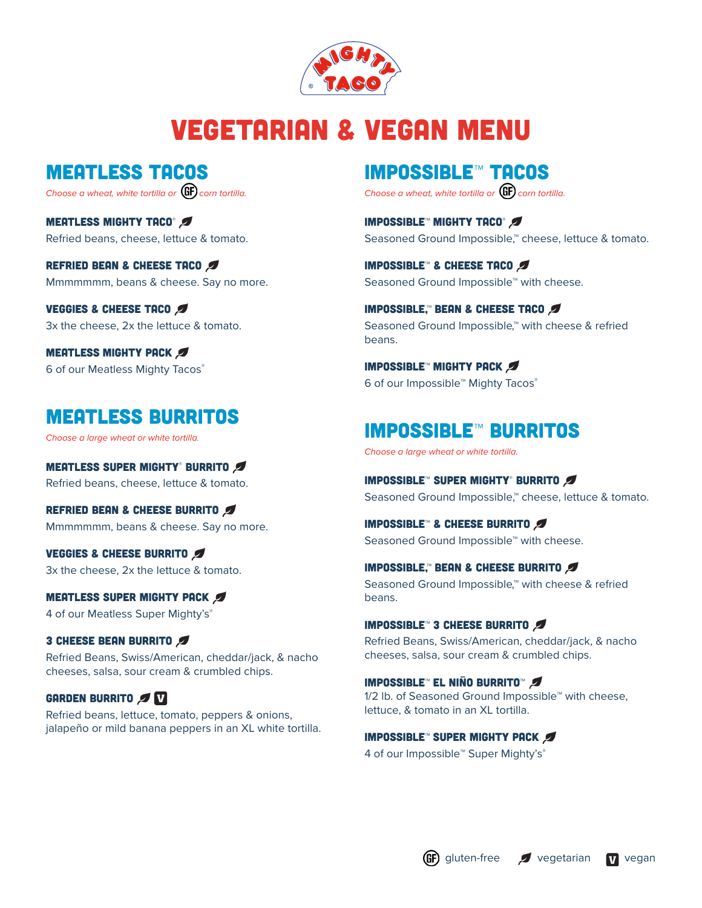# MIGHTY TACO®

# VEGETARIAN & VEGAN MENU

## MEATLESS TACOS

*Choose a wheat, white tortilla or (GF) corn tortilla.*

**MEATLESS MIGHTY TACO® (vegetarian)**
Refried beans, cheese, lettuce & tomato.

**REFRIED BEAN & CHEESE TACO (vegetarian)**
Mmmmmmm, beans & cheese. Say no more.

**VEGGIES & CHEESE TACO (vegetarian)**
3x the cheese, 2x the lettuce & tomato.

**MEATLESS MIGHTY PACK (vegetarian)**
6 of our Meatless Mighty Tacos®

## MEATLESS BURRITOS

*Choose a large wheat or white tortilla.*

**MEATLESS SUPER MIGHTY® BURRITO (vegetarian)**
Refried beans, cheese, lettuce & tomato.

**REFRIED BEAN & CHEESE BURRITO (vegetarian)**
Mmmmmmm, beans & cheese. Say no more.

**VEGGIES & CHEESE BURRITO (vegetarian)**
3x the cheese, 2x the lettuce & tomato.

**MEATLESS SUPER MIGHTY PACK (vegetarian)**
4 of our Meatless Super Mighty's®

**3 CHEESE BEAN BURRITO (vegetarian)**
Refried Beans, Swiss/American, cheddar/jack, & nacho cheeses, salsa, sour cream & crumbled chips.

**GARDEN BURRITO (vegetarian) (V)**
Refried beans, lettuce, tomato, peppers & onions, jalapeño or mild banana peppers in an XL white tortilla.

## IMPOSSIBLE™ TACOS

*Choose a wheat, white tortilla or (GF) corn tortilla.*

**IMPOSSIBLE™ MIGHTY TACO® (vegetarian)**
Seasoned Ground Impossible,™ cheese, lettuce & tomato.

**IMPOSSIBLE™ & CHEESE TACO (vegetarian)**
Seasoned Ground Impossible™ with cheese.

**IMPOSSIBLE,™ BEAN & CHEESE TACO (vegetarian)**
Seasoned Ground Impossible,™ with cheese & refried beans.

**IMPOSSIBLE™ MIGHTY PACK (vegetarian)**
6 of our Impossible™ Mighty Tacos®

## IMPOSSIBLE™ BURRITOS

*Choose a large wheat or white tortilla.*

**IMPOSSIBLE™ SUPER MIGHTY® BURRITO (vegetarian)**
Seasoned Ground Impossible,™ cheese, lettuce & tomato.

**IMPOSSIBLE™ & CHEESE BURRITO (vegetarian)**
Seasoned Ground Impossible™ with cheese.

**IMPOSSIBLE,™ BEAN & CHEESE BURRITO (vegetarian)**
Seasoned Ground Impossible,™ with cheese & refried beans.

**IMPOSSIBLE™ 3 CHEESE BURRITO (vegetarian)**
Refried Beans, Swiss/American, cheddar/jack, & nacho cheeses, salsa, sour cream & crumbled chips.

**IMPOSSIBLE™ EL NIÑO BURRITO™ (vegetarian)**
1/2 lb. of Seasoned Ground Impossible™ with cheese, lettuce, & tomato in an XL tortilla.

**IMPOSSIBLE™ SUPER MIGHTY PACK (vegetarian)**
4 of our Impossible™ Super Mighty's®

(GF) gluten-free (leaf) vegetarian (V) vegan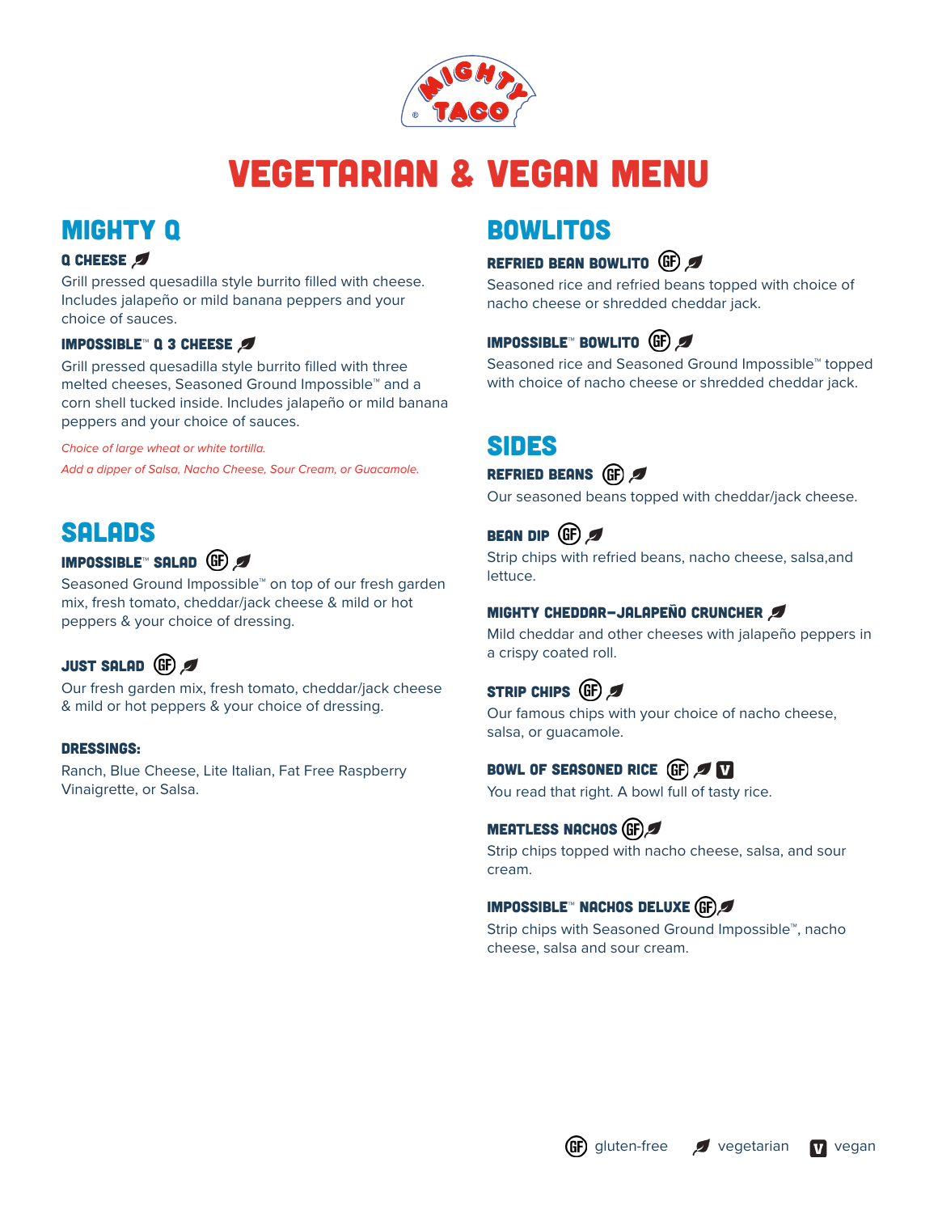MIGHTY TACO®

# VEGETARIAN & VEGAN MENU

## MIGHTY Q

### Q CHEESE (vegetarian)

Grill pressed quesadilla style burrito filled with cheese. Includes jalapeño or mild banana peppers and your choice of sauces.

### IMPOSSIBLE™ Q 3 CHEESE (vegetarian)

Grill pressed quesadilla style burrito filled with three melted cheeses, Seasoned Ground Impossible™ and a corn shell tucked inside. Includes jalapeño or mild banana peppers and your choice of sauces.

*Choice of large wheat or white tortilla.*

*Add a dipper of Salsa, Nacho Cheese, Sour Cream, or Guacamole.*

## SALADS

### IMPOSSIBLE™ SALAD (GF) (vegetarian)

Seasoned Ground Impossible™ on top of our fresh garden mix, fresh tomato, cheddar/jack cheese & mild or hot peppers & your choice of dressing.

### JUST SALAD (GF) (vegetarian)

Our fresh garden mix, fresh tomato, cheddar/jack cheese & mild or hot peppers & your choice of dressing.

### DRESSINGS:

Ranch, Blue Cheese, Lite Italian, Fat Free Raspberry Vinaigrette, or Salsa.

## BOWLITOS

### REFRIED BEAN BOWLITO (GF) (vegetarian)

Seasoned rice and refried beans topped with choice of nacho cheese or shredded cheddar jack.

### IMPOSSIBLE™ BOWLITO (GF) (vegetarian)

Seasoned rice and Seasoned Ground Impossible™ topped with choice of nacho cheese or shredded cheddar jack.

## SIDES

### REFRIED BEANS (GF) (vegetarian)

Our seasoned beans topped with cheddar/jack cheese.

### BEAN DIP (GF) (vegetarian)

Strip chips with refried beans, nacho cheese, salsa,and lettuce.

### MIGHTY CHEDDAR-JALAPEÑO CRUNCHER (vegetarian)

Mild cheddar and other cheeses with jalapeño peppers in a crispy coated roll.

### STRIP CHIPS (GF) (vegetarian)

Our famous chips with your choice of nacho cheese, salsa, or guacamole.

### BOWL OF SEASONED RICE (GF) (vegetarian) (V)

You read that right. A bowl full of tasty rice.

### MEATLESS NACHOS (GF) (vegetarian)

Strip chips topped with nacho cheese, salsa, and sour cream.

### IMPOSSIBLE™ NACHOS DELUXE (GF) (vegetarian)

Strip chips with Seasoned Ground Impossible™, nacho cheese, salsa and sour cream.

(GF) gluten-free (leaf) vegetarian (V) vegan